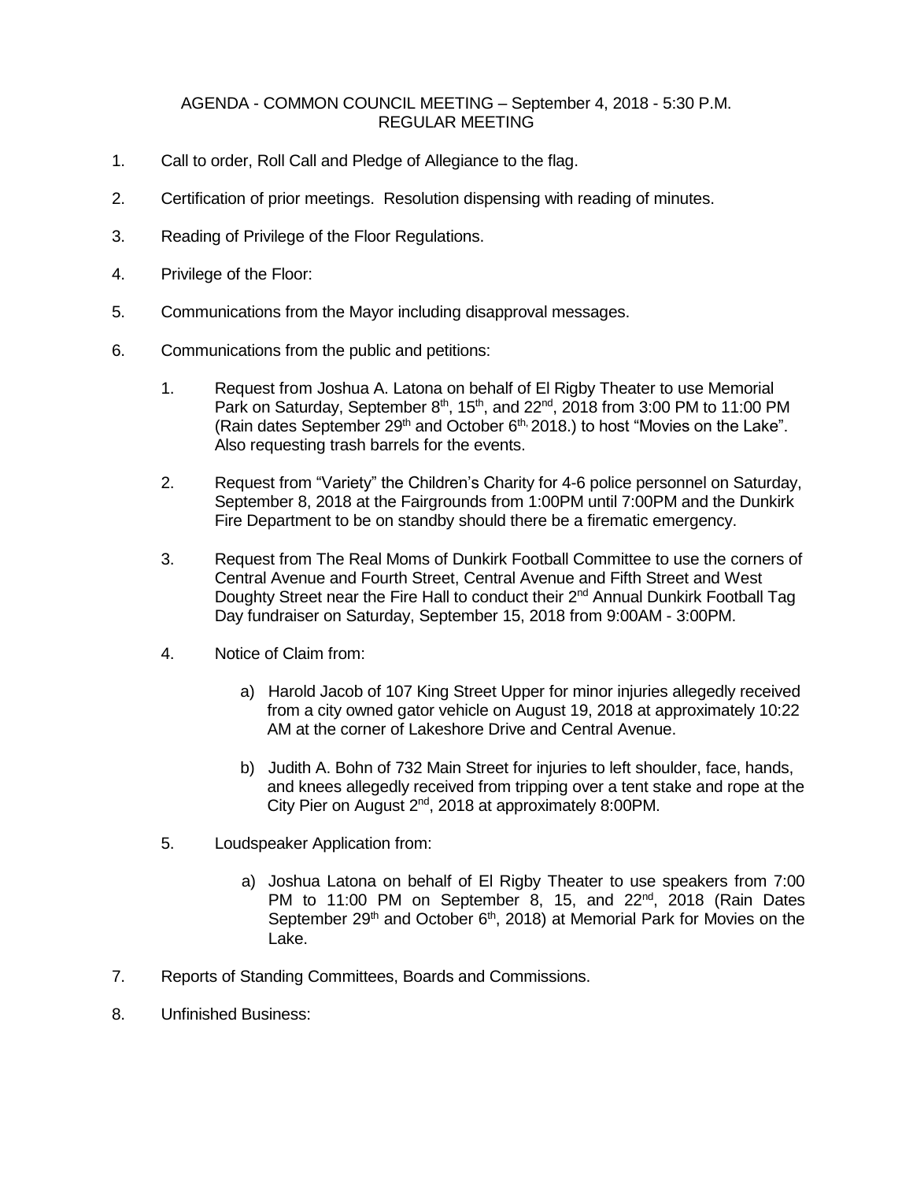AGENDA - COMMON COUNCIL MEETING – September 4, 2018 - 5:30 P.M.
REGULAR MEETING

1. Call to order, Roll Call and Pledge of Allegiance to the flag.

2. Certification of prior meetings. Resolution dispensing with reading of minutes.

3. Reading of Privilege of the Floor Regulations.

4. Privilege of the Floor:

5. Communications from the Mayor including disapproval messages.

6. Communications from the public and petitions:

   1. Request from Joshua A. Latona on behalf of El Rigby Theater to use Memorial Park on Saturday, September 8th, 15th, and 22nd, 2018 from 3:00 PM to 11:00 PM (Rain dates September 29th and October 6th, 2018.) to host "Movies on the Lake". Also requesting trash barrels for the events.

   2. Request from "Variety" the Children's Charity for 4-6 police personnel on Saturday, September 8, 2018 at the Fairgrounds from 1:00PM until 7:00PM and the Dunkirk Fire Department to be on standby should there be a firematic emergency.

   3. Request from The Real Moms of Dunkirk Football Committee to use the corners of Central Avenue and Fourth Street, Central Avenue and Fifth Street and West Doughty Street near the Fire Hall to conduct their 2nd Annual Dunkirk Football Tag Day fundraiser on Saturday, September 15, 2018 from 9:00AM - 3:00PM.

   4. Notice of Claim from:

      a) Harold Jacob of 107 King Street Upper for minor injuries allegedly received from a city owned gator vehicle on August 19, 2018 at approximately 10:22 AM at the corner of Lakeshore Drive and Central Avenue.

      b) Judith A. Bohn of 732 Main Street for injuries to left shoulder, face, hands, and knees allegedly received from tripping over a tent stake and rope at the City Pier on August 2nd, 2018 at approximately 8:00PM.

   5. Loudspeaker Application from:

      a) Joshua Latona on behalf of El Rigby Theater to use speakers from 7:00 PM to 11:00 PM on September 8, 15, and 22nd, 2018 (Rain Dates September 29th and October 6th, 2018) at Memorial Park for Movies on the Lake.

7. Reports of Standing Committees, Boards and Commissions.

8. Unfinished Business: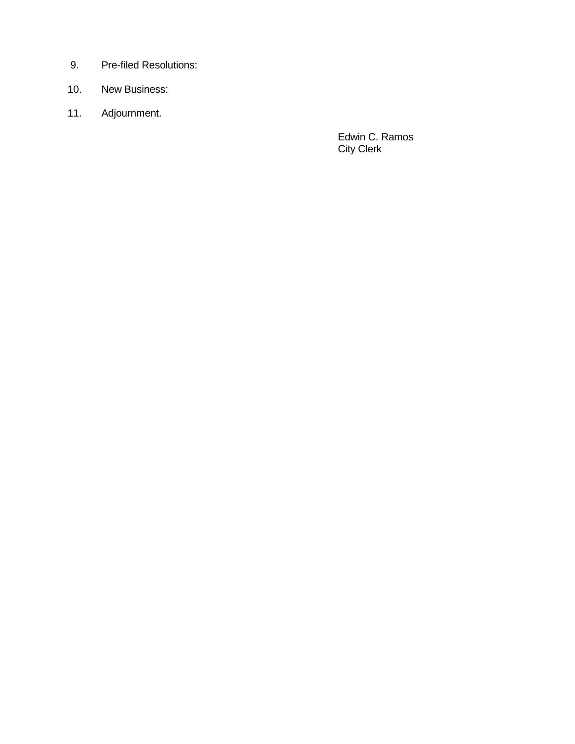9. Pre-filed Resolutions:

10. New Business:

11. Adjournment.

Edwin C. Ramos
City Clerk